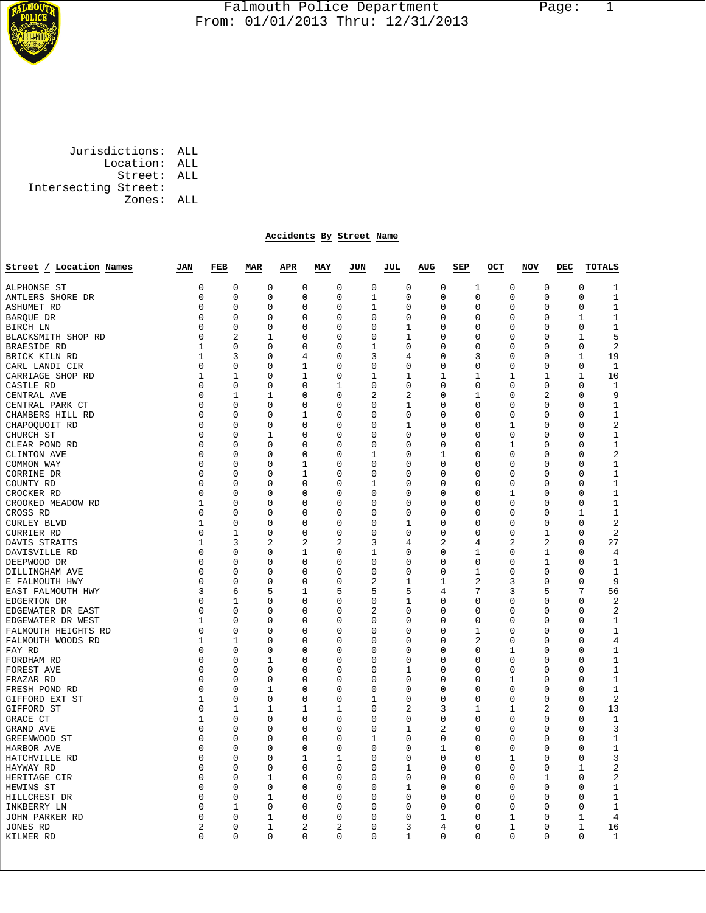# Falmouth Police Department

From: 01/01/2013 Thru: 12/31/2013

Jurisdictions: ALL
Location: ALL
Street: ALL
Intersecting Street:
Zones: ALL

## Accidents By Street Name

| Street / Location Names | JAN | FEB | MAR | APR | MAY | JUN | JUL | AUG | SEP | OCT | NOV | DEC | TOTALS |
|---|---|---|---|---|---|---|---|---|---|---|---|---|---|
| ALPHONSE ST | 0 | 0 | 0 | 0 | 0 | 0 | 0 | 0 | 1 | 0 | 0 | 0 | 1 |
| ANTLERS SHORE DR | 0 | 0 | 0 | 0 | 0 | 1 | 0 | 0 | 0 | 0 | 0 | 0 | 1 |
| ASHUMET RD | 0 | 0 | 0 | 0 | 0 | 1 | 0 | 0 | 0 | 0 | 0 | 0 | 1 |
| BARQUE DR | 0 | 0 | 0 | 0 | 0 | 0 | 0 | 0 | 0 | 0 | 0 | 1 | 1 |
| BIRCH LN | 0 | 0 | 0 | 0 | 0 | 0 | 1 | 0 | 0 | 0 | 0 | 0 | 1 |
| BLACKSMITH SHOP RD | 0 | 2 | 1 | 0 | 0 | 0 | 1 | 0 | 0 | 0 | 0 | 1 | 5 |
| BRAESIDE RD | 1 | 0 | 0 | 0 | 0 | 1 | 0 | 0 | 0 | 0 | 0 | 0 | 2 |
| BRICK KILN RD | 1 | 3 | 0 | 4 | 0 | 3 | 4 | 0 | 3 | 0 | 0 | 1 | 19 |
| CARL LANDI CIR | 0 | 0 | 0 | 1 | 0 | 0 | 0 | 0 | 0 | 0 | 0 | 0 | 1 |
| CARRIAGE SHOP RD | 1 | 1 | 0 | 1 | 0 | 1 | 1 | 1 | 1 | 1 | 1 | 1 | 10 |
| CASTLE RD | 0 | 0 | 0 | 0 | 1 | 0 | 0 | 0 | 0 | 0 | 0 | 0 | 1 |
| CENTRAL AVE | 0 | 1 | 1 | 0 | 0 | 2 | 2 | 0 | 1 | 0 | 2 | 0 | 9 |
| CENTRAL PARK CT | 0 | 0 | 0 | 0 | 0 | 0 | 1 | 0 | 0 | 0 | 0 | 0 | 1 |
| CHAMBERS HILL RD | 0 | 0 | 0 | 1 | 0 | 0 | 0 | 0 | 0 | 0 | 0 | 0 | 1 |
| CHAPOQUOIT RD | 0 | 0 | 0 | 0 | 0 | 0 | 1 | 0 | 0 | 1 | 0 | 0 | 2 |
| CHURCH ST | 0 | 0 | 1 | 0 | 0 | 0 | 0 | 0 | 0 | 0 | 0 | 0 | 1 |
| CLEAR POND RD | 0 | 0 | 0 | 0 | 0 | 0 | 0 | 0 | 0 | 1 | 0 | 0 | 1 |
| CLINTON AVE | 0 | 0 | 0 | 0 | 0 | 1 | 0 | 1 | 0 | 0 | 0 | 0 | 2 |
| COMMON WAY | 0 | 0 | 0 | 1 | 0 | 0 | 0 | 0 | 0 | 0 | 0 | 0 | 1 |
| CORRINE DR | 0 | 0 | 0 | 1 | 0 | 0 | 0 | 0 | 0 | 0 | 0 | 0 | 1 |
| COUNTY RD | 0 | 0 | 0 | 0 | 0 | 1 | 0 | 0 | 0 | 0 | 0 | 0 | 1 |
| CROCKER RD | 0 | 0 | 0 | 0 | 0 | 0 | 0 | 0 | 0 | 1 | 0 | 0 | 1 |
| CROOKED MEADOW RD | 1 | 0 | 0 | 0 | 0 | 0 | 0 | 0 | 0 | 0 | 0 | 0 | 1 |
| CROSS RD | 0 | 0 | 0 | 0 | 0 | 0 | 0 | 0 | 0 | 0 | 0 | 1 | 1 |
| CURLEY BLVD | 1 | 0 | 0 | 0 | 0 | 0 | 1 | 0 | 0 | 0 | 0 | 0 | 2 |
| CURRIER RD | 0 | 1 | 0 | 0 | 0 | 0 | 0 | 0 | 0 | 0 | 1 | 0 | 2 |
| DAVIS STRAITS | 1 | 3 | 2 | 2 | 2 | 3 | 4 | 2 | 4 | 2 | 2 | 0 | 27 |
| DAVISVILLE RD | 0 | 0 | 0 | 1 | 0 | 1 | 0 | 0 | 1 | 0 | 1 | 0 | 4 |
| DEEPWOOD DR | 0 | 0 | 0 | 0 | 0 | 0 | 0 | 0 | 0 | 0 | 1 | 0 | 1 |
| DILLINGHAM AVE | 0 | 0 | 0 | 0 | 0 | 0 | 0 | 0 | 1 | 0 | 0 | 0 | 1 |
| E FALMOUTH HWY | 0 | 0 | 0 | 0 | 0 | 2 | 1 | 1 | 2 | 3 | 0 | 0 | 9 |
| EAST FALMOUTH HWY | 3 | 6 | 5 | 1 | 5 | 5 | 5 | 4 | 7 | 3 | 5 | 7 | 56 |
| EDGERTON DR | 0 | 1 | 0 | 0 | 0 | 0 | 1 | 0 | 0 | 0 | 0 | 0 | 2 |
| EDGEWATER DR EAST | 0 | 0 | 0 | 0 | 0 | 2 | 0 | 0 | 0 | 0 | 0 | 0 | 2 |
| EDGEWATER DR WEST | 1 | 0 | 0 | 0 | 0 | 0 | 0 | 0 | 0 | 0 | 0 | 0 | 1 |
| FALMOUTH HEIGHTS RD | 0 | 0 | 0 | 0 | 0 | 0 | 0 | 0 | 1 | 0 | 0 | 0 | 1 |
| FALMOUTH WOODS RD | 1 | 1 | 0 | 0 | 0 | 0 | 0 | 0 | 2 | 0 | 0 | 0 | 4 |
| FAY RD | 0 | 0 | 0 | 0 | 0 | 0 | 0 | 0 | 0 | 1 | 0 | 0 | 1 |
| FORDHAM RD | 0 | 0 | 1 | 0 | 0 | 0 | 0 | 0 | 0 | 0 | 0 | 0 | 1 |
| FOREST AVE | 0 | 0 | 0 | 0 | 0 | 0 | 1 | 0 | 0 | 0 | 0 | 0 | 1 |
| FRAZAR RD | 0 | 0 | 0 | 0 | 0 | 0 | 0 | 0 | 0 | 1 | 0 | 0 | 1 |
| FRESH POND RD | 0 | 0 | 1 | 0 | 0 | 0 | 0 | 0 | 0 | 0 | 0 | 0 | 1 |
| GIFFORD EXT ST | 1 | 0 | 0 | 0 | 0 | 1 | 0 | 0 | 0 | 0 | 0 | 0 | 2 |
| GIFFORD ST | 0 | 1 | 1 | 1 | 1 | 0 | 2 | 3 | 1 | 1 | 2 | 0 | 13 |
| GRACE CT | 1 | 0 | 0 | 0 | 0 | 0 | 0 | 0 | 0 | 0 | 0 | 0 | 1 |
| GRAND AVE | 0 | 0 | 0 | 0 | 0 | 0 | 1 | 2 | 0 | 0 | 0 | 0 | 3 |
| GREENWOOD ST | 0 | 0 | 0 | 0 | 0 | 1 | 0 | 0 | 0 | 0 | 0 | 0 | 1 |
| HARBOR AVE | 0 | 0 | 0 | 0 | 0 | 0 | 0 | 1 | 0 | 0 | 0 | 0 | 1 |
| HATCHVILLE RD | 0 | 0 | 0 | 1 | 1 | 0 | 0 | 0 | 0 | 1 | 0 | 0 | 3 |
| HAYWAY RD | 0 | 0 | 0 | 0 | 0 | 0 | 1 | 0 | 0 | 0 | 0 | 1 | 2 |
| HERITAGE CIR | 0 | 0 | 1 | 0 | 0 | 0 | 0 | 0 | 0 | 0 | 1 | 0 | 2 |
| HEWINS ST | 0 | 0 | 0 | 0 | 0 | 0 | 1 | 0 | 0 | 0 | 0 | 0 | 1 |
| HILLCREST DR | 0 | 0 | 1 | 0 | 0 | 0 | 0 | 0 | 0 | 0 | 0 | 0 | 1 |
| INKBERRY LN | 0 | 1 | 0 | 0 | 0 | 0 | 0 | 0 | 0 | 0 | 0 | 0 | 1 |
| JOHN PARKER RD | 0 | 0 | 1 | 0 | 0 | 0 | 0 | 1 | 0 | 1 | 0 | 1 | 4 |
| JONES RD | 2 | 0 | 1 | 2 | 2 | 0 | 3 | 4 | 0 | 1 | 0 | 1 | 16 |
| KILMER RD | 0 | 0 | 0 | 0 | 0 | 0 | 1 | 0 | 0 | 0 | 0 | 0 | 1 |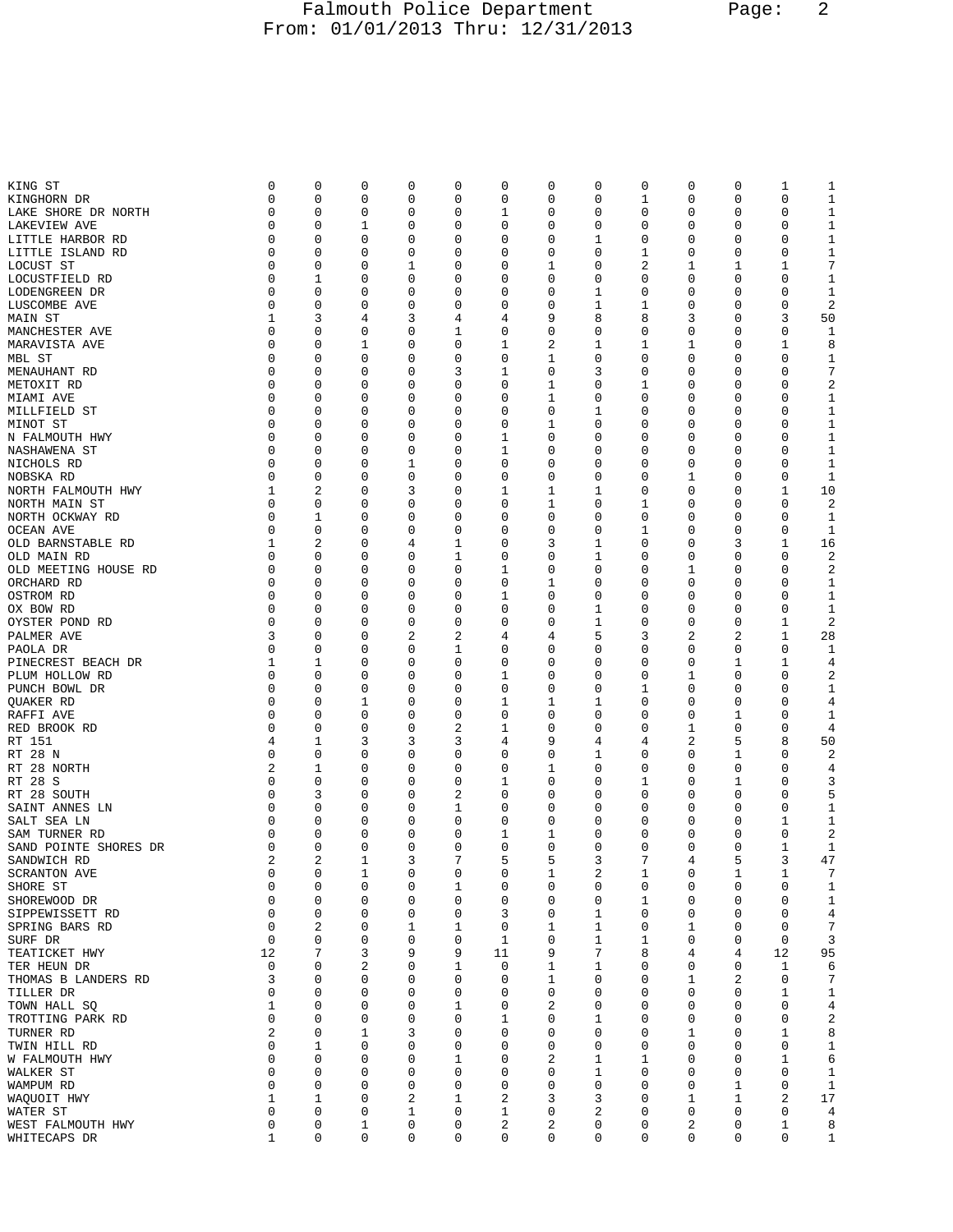| Street | | | | | | | | | | | | | Total |
|---|---|---|---|---|---|---|---|---|---|---|---|---|---|
| KING ST | 0 | 0 | 0 | 0 | 0 | 0 | 0 | 0 | 0 | 0 | 0 | 1 | 1 |
| KINGHORN DR | 0 | 0 | 0 | 0 | 0 | 0 | 0 | 0 | 1 | 0 | 0 | 0 | 1 |
| LAKE SHORE DR NORTH | 0 | 0 | 0 | 0 | 0 | 1 | 0 | 0 | 0 | 0 | 0 | 0 | 1 |
| LAKEVIEW AVE | 0 | 0 | 1 | 0 | 0 | 0 | 0 | 0 | 0 | 0 | 0 | 0 | 1 |
| LITTLE HARBOR RD | 0 | 0 | 0 | 0 | 0 | 0 | 0 | 1 | 0 | 0 | 0 | 0 | 1 |
| LITTLE ISLAND RD | 0 | 0 | 0 | 0 | 0 | 0 | 0 | 0 | 1 | 0 | 0 | 0 | 1 |
| LOCUST ST | 0 | 0 | 0 | 1 | 0 | 0 | 1 | 0 | 2 | 1 | 1 | 1 | 7 |
| LOCUSTFIELD RD | 0 | 1 | 0 | 0 | 0 | 0 | 0 | 0 | 0 | 0 | 0 | 0 | 1 |
| LODENGREEN DR | 0 | 0 | 0 | 0 | 0 | 0 | 0 | 1 | 0 | 0 | 0 | 0 | 1 |
| LUSCOMBE AVE | 0 | 0 | 0 | 0 | 0 | 0 | 0 | 1 | 1 | 0 | 0 | 0 | 2 |
| MAIN ST | 1 | 3 | 4 | 3 | 4 | 4 | 9 | 8 | 8 | 3 | 0 | 3 | 50 |
| MANCHESTER AVE | 0 | 0 | 0 | 0 | 1 | 0 | 0 | 0 | 0 | 0 | 0 | 0 | 1 |
| MARAVISTA AVE | 0 | 0 | 1 | 0 | 0 | 1 | 2 | 1 | 1 | 1 | 0 | 1 | 8 |
| MBL ST | 0 | 0 | 0 | 0 | 0 | 0 | 1 | 0 | 0 | 0 | 0 | 0 | 1 |
| MENAUHANT RD | 0 | 0 | 0 | 0 | 3 | 1 | 0 | 3 | 0 | 0 | 0 | 0 | 7 |
| METOXIT RD | 0 | 0 | 0 | 0 | 0 | 0 | 1 | 0 | 1 | 0 | 0 | 0 | 2 |
| MIAMI AVE | 0 | 0 | 0 | 0 | 0 | 0 | 1 | 0 | 0 | 0 | 0 | 0 | 1 |
| MILLFIELD ST | 0 | 0 | 0 | 0 | 0 | 0 | 0 | 1 | 0 | 0 | 0 | 0 | 1 |
| MINOT ST | 0 | 0 | 0 | 0 | 0 | 0 | 1 | 0 | 0 | 0 | 0 | 0 | 1 |
| N FALMOUTH HWY | 0 | 0 | 0 | 0 | 0 | 1 | 0 | 0 | 0 | 0 | 0 | 0 | 1 |
| NASHAWENA ST | 0 | 0 | 0 | 0 | 0 | 1 | 0 | 0 | 0 | 0 | 0 | 0 | 1 |
| NICHOLS RD | 0 | 0 | 0 | 1 | 0 | 0 | 0 | 0 | 0 | 0 | 0 | 0 | 1 |
| NOBSKA RD | 0 | 0 | 0 | 0 | 0 | 0 | 0 | 0 | 0 | 1 | 0 | 0 | 1 |
| NORTH FALMOUTH HWY | 1 | 2 | 0 | 3 | 0 | 1 | 1 | 1 | 0 | 0 | 0 | 1 | 10 |
| NORTH MAIN ST | 0 | 0 | 0 | 0 | 0 | 0 | 1 | 0 | 1 | 0 | 0 | 0 | 2 |
| NORTH OCKWAY RD | 0 | 1 | 0 | 0 | 0 | 0 | 0 | 0 | 0 | 0 | 0 | 0 | 1 |
| OCEAN AVE | 0 | 0 | 0 | 0 | 0 | 0 | 0 | 0 | 1 | 0 | 0 | 0 | 1 |
| OLD BARNSTABLE RD | 1 | 2 | 0 | 4 | 1 | 0 | 3 | 1 | 0 | 0 | 3 | 1 | 16 |
| OLD MAIN RD | 0 | 0 | 0 | 0 | 1 | 0 | 0 | 1 | 0 | 0 | 0 | 0 | 2 |
| OLD MEETING HOUSE RD | 0 | 0 | 0 | 0 | 0 | 1 | 0 | 0 | 0 | 1 | 0 | 0 | 2 |
| ORCHARD RD | 0 | 0 | 0 | 0 | 0 | 0 | 1 | 0 | 0 | 0 | 0 | 0 | 1 |
| OSTROM RD | 0 | 0 | 0 | 0 | 0 | 1 | 0 | 0 | 0 | 0 | 0 | 0 | 1 |
| OX BOW RD | 0 | 0 | 0 | 0 | 0 | 0 | 0 | 1 | 0 | 0 | 0 | 0 | 1 |
| OYSTER POND RD | 0 | 0 | 0 | 0 | 0 | 0 | 0 | 1 | 0 | 0 | 0 | 1 | 2 |
| PALMER AVE | 3 | 0 | 0 | 2 | 2 | 4 | 4 | 5 | 3 | 2 | 2 | 1 | 28 |
| PAOLA DR | 0 | 0 | 0 | 0 | 1 | 0 | 0 | 0 | 0 | 0 | 0 | 0 | 1 |
| PINECREST BEACH DR | 1 | 1 | 0 | 0 | 0 | 0 | 0 | 0 | 0 | 0 | 1 | 1 | 4 |
| PLUM HOLLOW RD | 0 | 0 | 0 | 0 | 0 | 1 | 0 | 0 | 0 | 1 | 0 | 0 | 2 |
| PUNCH BOWL DR | 0 | 0 | 0 | 0 | 0 | 0 | 0 | 0 | 1 | 0 | 0 | 0 | 1 |
| QUAKER RD | 0 | 0 | 1 | 0 | 0 | 1 | 1 | 1 | 0 | 0 | 0 | 0 | 4 |
| RAFFI AVE | 0 | 0 | 0 | 0 | 0 | 0 | 0 | 0 | 0 | 0 | 1 | 0 | 1 |
| RED BROOK RD | 0 | 0 | 0 | 0 | 2 | 1 | 0 | 0 | 0 | 1 | 0 | 0 | 4 |
| RT 151 | 4 | 1 | 3 | 3 | 3 | 4 | 9 | 4 | 4 | 2 | 5 | 8 | 50 |
| RT 28 N | 0 | 0 | 0 | 0 | 0 | 0 | 0 | 1 | 0 | 0 | 1 | 0 | 2 |
| RT 28 NORTH | 2 | 1 | 0 | 0 | 0 | 0 | 1 | 0 | 0 | 0 | 0 | 0 | 4 |
| RT 28 S | 0 | 0 | 0 | 0 | 0 | 1 | 0 | 0 | 1 | 0 | 1 | 0 | 3 |
| RT 28 SOUTH | 0 | 3 | 0 | 0 | 2 | 0 | 0 | 0 | 0 | 0 | 0 | 0 | 5 |
| SAINT ANNES LN | 0 | 0 | 0 | 0 | 1 | 0 | 0 | 0 | 0 | 0 | 0 | 0 | 1 |
| SALT SEA LN | 0 | 0 | 0 | 0 | 0 | 0 | 0 | 0 | 0 | 0 | 0 | 1 | 1 |
| SAM TURNER RD | 0 | 0 | 0 | 0 | 0 | 1 | 1 | 0 | 0 | 0 | 0 | 0 | 2 |
| SAND POINTE SHORES DR | 0 | 0 | 0 | 0 | 0 | 0 | 0 | 0 | 0 | 0 | 0 | 1 | 1 |
| SANDWICH RD | 2 | 2 | 1 | 3 | 7 | 5 | 5 | 3 | 7 | 4 | 5 | 3 | 47 |
| SCRANTON AVE | 0 | 0 | 1 | 0 | 0 | 0 | 1 | 2 | 1 | 0 | 1 | 1 | 7 |
| SHORE ST | 0 | 0 | 0 | 0 | 1 | 0 | 0 | 0 | 0 | 0 | 0 | 0 | 1 |
| SHOREWOOD DR | 0 | 0 | 0 | 0 | 0 | 0 | 0 | 0 | 1 | 0 | 0 | 0 | 1 |
| SIPPEWISSETT RD | 0 | 0 | 0 | 0 | 0 | 3 | 0 | 1 | 0 | 0 | 0 | 0 | 4 |
| SPRING BARS RD | 0 | 2 | 0 | 1 | 1 | 0 | 1 | 1 | 0 | 1 | 0 | 0 | 7 |
| SURF DR | 0 | 0 | 0 | 0 | 0 | 1 | 0 | 1 | 1 | 0 | 0 | 0 | 3 |
| TEATICKET HWY | 12 | 7 | 3 | 9 | 9 | 11 | 9 | 7 | 8 | 4 | 4 | 12 | 95 |
| TER HEUN DR | 0 | 0 | 2 | 0 | 1 | 0 | 1 | 1 | 0 | 0 | 0 | 1 | 6 |
| THOMAS B LANDERS RD | 3 | 0 | 0 | 0 | 0 | 0 | 1 | 0 | 0 | 1 | 2 | 0 | 7 |
| TILLER DR | 0 | 0 | 0 | 0 | 0 | 0 | 0 | 0 | 0 | 0 | 0 | 1 | 1 |
| TOWN HALL SQ | 1 | 0 | 0 | 0 | 1 | 0 | 2 | 0 | 0 | 0 | 0 | 0 | 4 |
| TROTTING PARK RD | 0 | 0 | 0 | 0 | 0 | 1 | 0 | 1 | 0 | 0 | 0 | 0 | 2 |
| TURNER RD | 2 | 0 | 1 | 3 | 0 | 0 | 0 | 0 | 0 | 1 | 0 | 1 | 8 |
| TWIN HILL RD | 0 | 1 | 0 | 0 | 0 | 0 | 0 | 0 | 0 | 0 | 0 | 0 | 1 |
| W FALMOUTH HWY | 0 | 0 | 0 | 0 | 1 | 0 | 2 | 1 | 1 | 0 | 0 | 1 | 6 |
| WALKER ST | 0 | 0 | 0 | 0 | 0 | 0 | 0 | 1 | 0 | 0 | 0 | 0 | 1 |
| WAMPUM RD | 0 | 0 | 0 | 0 | 0 | 0 | 0 | 0 | 0 | 0 | 1 | 0 | 1 |
| WAQUOIT HWY | 1 | 1 | 0 | 2 | 1 | 2 | 3 | 3 | 0 | 1 | 1 | 2 | 17 |
| WATER ST | 0 | 0 | 0 | 1 | 0 | 1 | 0 | 2 | 0 | 0 | 0 | 0 | 4 |
| WEST FALMOUTH HWY | 0 | 0 | 1 | 0 | 0 | 2 | 2 | 0 | 0 | 2 | 0 | 1 | 8 |
| WHITECAPS DR | 1 | 0 | 0 | 0 | 0 | 0 | 0 | 0 | 0 | 0 | 0 | 0 | 1 |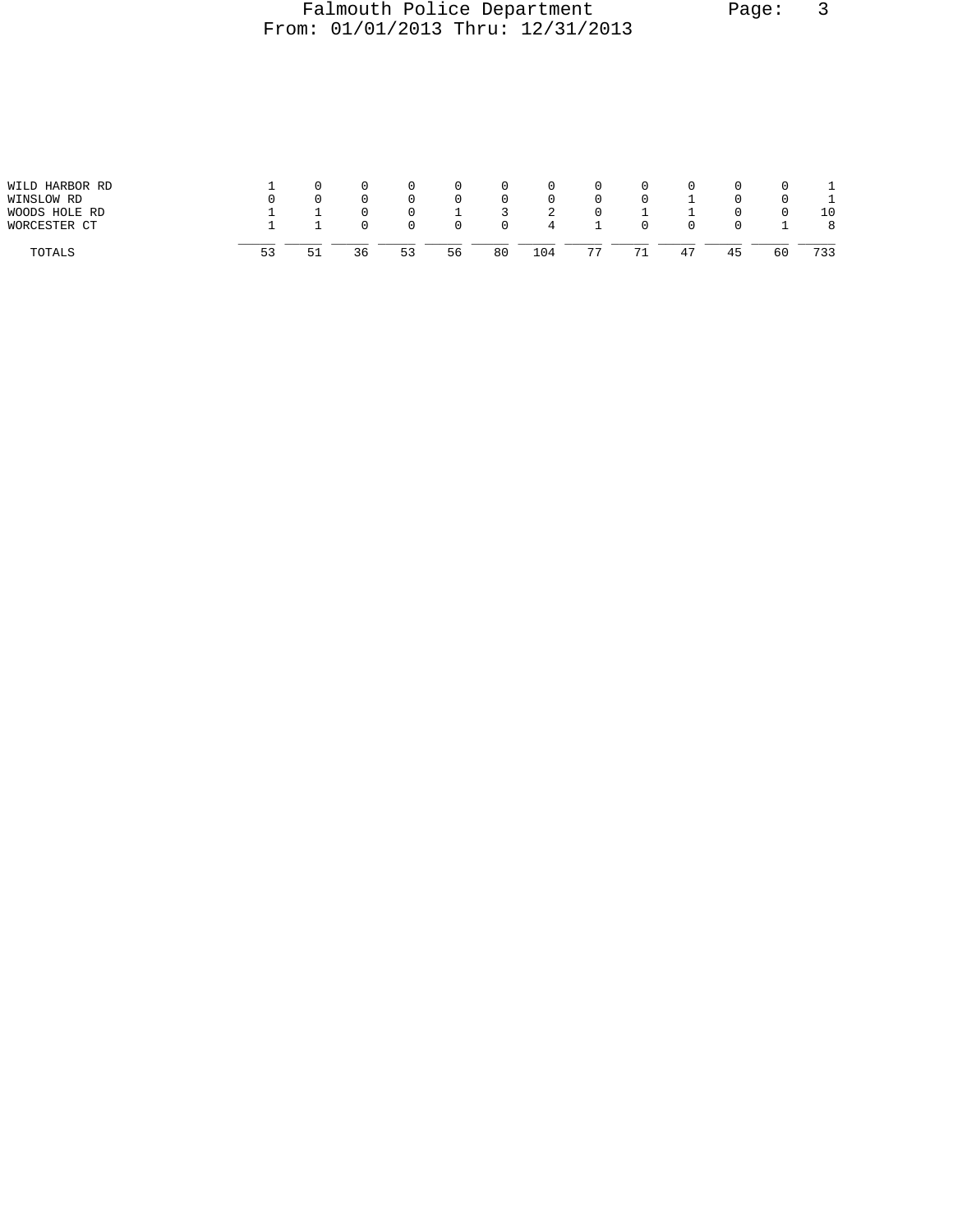| | | | | | | | | | | | | | |
|---|---|---|---|---|---|---|---|---|---|---|---|---|---|
| WILD HARBOR RD | 1 | 0 | 0 | 0 | 0 | 0 | 0 | 0 | 0 | 0 | 0 | 0 | 1 |
| WINSLOW RD | 0 | 0 | 0 | 0 | 0 | 0 | 0 | 0 | 0 | 1 | 0 | 0 | 1 |
| WOODS HOLE RD | 1 | 1 | 0 | 0 | 1 | 3 | 2 | 0 | 1 | 1 | 0 | 0 | 10 |
| WORCESTER CT | 1 | 1 | 0 | 0 | 0 | 0 | 4 | 1 | 0 | 0 | 0 | 1 | 8 |
| TOTALS | 53 | 51 | 36 | 53 | 56 | 80 | 104 | 77 | 71 | 47 | 45 | 60 | 733 |